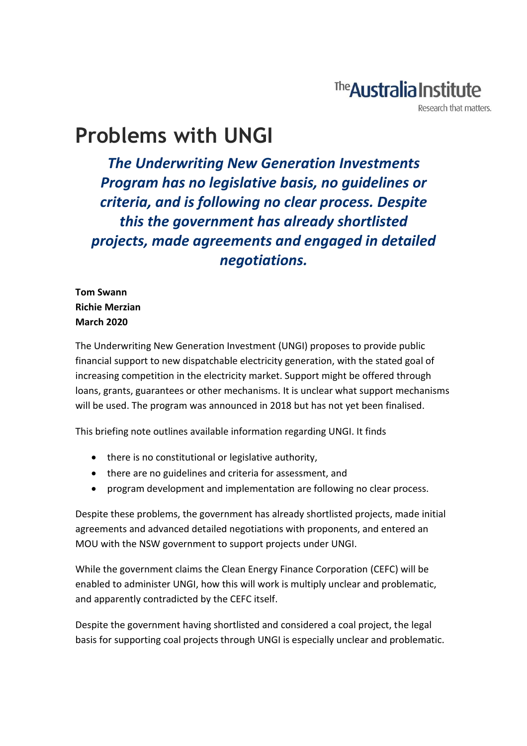The Australia Institute

Research that matters.

# Problems with UNGI

***The Underwriting New Generation Investments Program has no legislative basis, no guidelines or criteria, and is following no clear process. Despite this the government has already shortlisted projects, made agreements and engaged in detailed negotiations.***

**Tom Swann**
**Richie Merzian**
**March 2020**

The Underwriting New Generation Investment (UNGI) proposes to provide public financial support to new dispatchable electricity generation, with the stated goal of increasing competition in the electricity market. Support might be offered through loans, grants, guarantees or other mechanisms. It is unclear what support mechanisms will be used. The program was announced in 2018 but has not yet been finalised.

This briefing note outlines available information regarding UNGI. It finds

- there is no constitutional or legislative authority,
- there are no guidelines and criteria for assessment, and
- program development and implementation are following no clear process.

Despite these problems, the government has already shortlisted projects, made initial agreements and advanced detailed negotiations with proponents, and entered an MOU with the NSW government to support projects under UNGI.

While the government claims the Clean Energy Finance Corporation (CEFC) will be enabled to administer UNGI, how this will work is multiply unclear and problematic, and apparently contradicted by the CEFC itself.

Despite the government having shortlisted and considered a coal project, the legal basis for supporting coal projects through UNGI is especially unclear and problematic.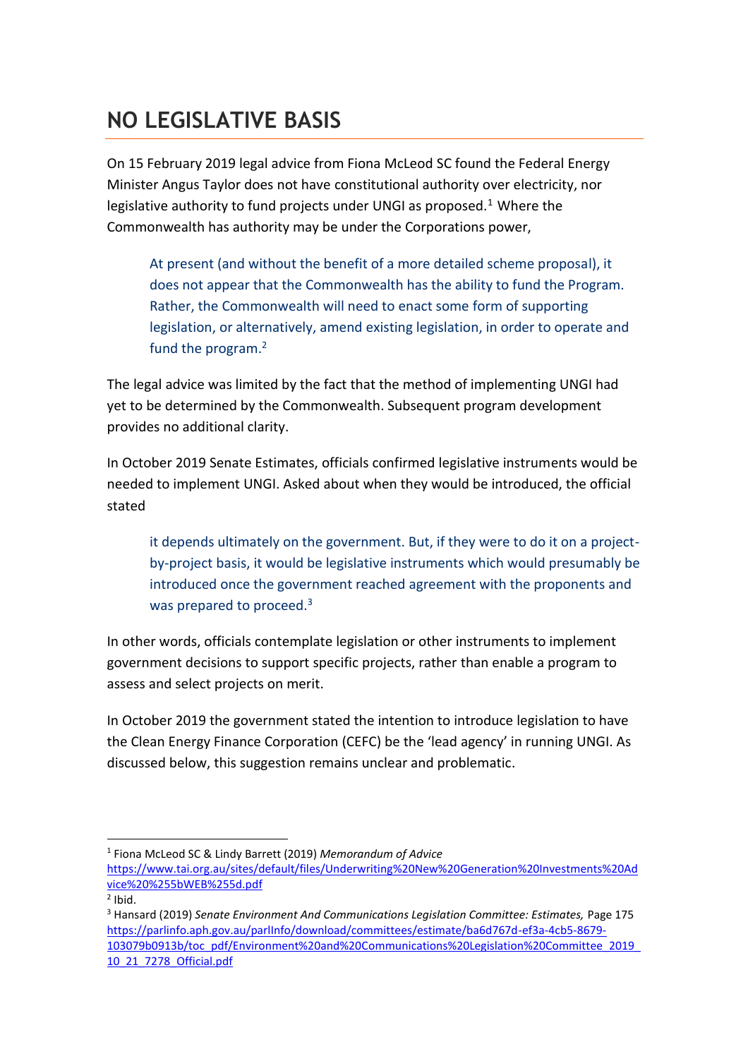# NO LEGISLATIVE BASIS

On 15 February 2019 legal advice from Fiona McLeod SC found the Federal Energy Minister Angus Taylor does not have constitutional authority over electricity, nor legislative authority to fund projects under UNGI as proposed.[1] Where the Commonwealth has authority may be under the Corporations power,

> At present (and without the benefit of a more detailed scheme proposal), it does not appear that the Commonwealth has the ability to fund the Program. Rather, the Commonwealth will need to enact some form of supporting legislation, or alternatively, amend existing legislation, in order to operate and fund the program.[2]

The legal advice was limited by the fact that the method of implementing UNGI had yet to be determined by the Commonwealth. Subsequent program development provides no additional clarity.

In October 2019 Senate Estimates, officials confirmed legislative instruments would be needed to implement UNGI. Asked about when they would be introduced, the official stated

> it depends ultimately on the government. But, if they were to do it on a project-by-project basis, it would be legislative instruments which would presumably be introduced once the government reached agreement with the proponents and was prepared to proceed.[3]

In other words, officials contemplate legislation or other instruments to implement government decisions to support specific projects, rather than enable a program to assess and select projects on merit.

In October 2019 the government stated the intention to introduce legislation to have the Clean Energy Finance Corporation (CEFC) be the 'lead agency' in running UNGI. As discussed below, this suggestion remains unclear and problematic.

---

[1] Fiona McLeod SC & Lindy Barrett (2019) *Memorandum of Advice* https://www.tai.org.au/sites/default/files/Underwriting%20New%20Generation%20Investments%20Advice%20%255bWEB%255d.pdf

[2] Ibid.

[3] Hansard (2019) *Senate Environment And Communications Legislation Committee: Estimates,* Page 175 https://parlinfo.aph.gov.au/parlInfo/download/committees/estimate/ba6d767d-ef3a-4cb5-8679-103079b0913b/toc_pdf/Environment%20and%20Communications%20Legislation%20Committee_2019_10_21_7278_Official.pdf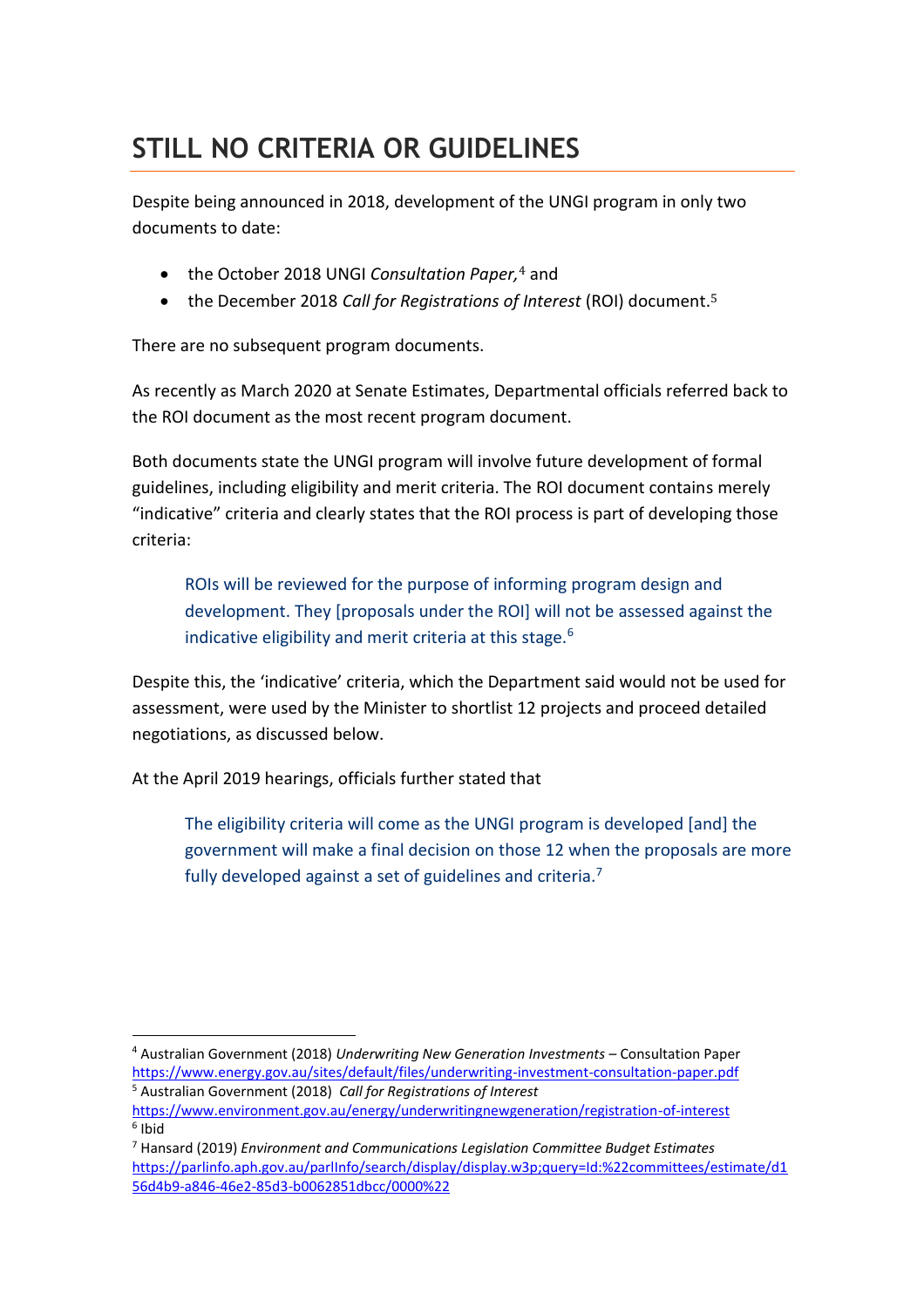## STILL NO CRITERIA OR GUIDELINES

Despite being announced in 2018, development of the UNGI program in only two documents to date:

- the October 2018 UNGI *Consultation Paper,*[4] and
- the December 2018 *Call for Registrations of Interest* (ROI) document.[5]

There are no subsequent program documents.

As recently as March 2020 at Senate Estimates, Departmental officials referred back to the ROI document as the most recent program document.

Both documents state the UNGI program will involve future development of formal guidelines, including eligibility and merit criteria. The ROI document contains merely "indicative" criteria and clearly states that the ROI process is part of developing those criteria:

> ROIs will be reviewed for the purpose of informing program design and development. They [proposals under the ROI] will not be assessed against the indicative eligibility and merit criteria at this stage.[6]

Despite this, the 'indicative' criteria, which the Department said would not be used for assessment, were used by the Minister to shortlist 12 projects and proceed detailed negotiations, as discussed below.

At the April 2019 hearings, officials further stated that

> The eligibility criteria will come as the UNGI program is developed [and] the government will make a final decision on those 12 when the proposals are more fully developed against a set of guidelines and criteria.[7]

---

[4] Australian Government (2018) *Underwriting New Generation Investments* – Consultation Paper https://www.energy.gov.au/sites/default/files/underwriting-investment-consultation-paper.pdf

[5] Australian Government (2018) *Call for Registrations of Interest* https://www.environment.gov.au/energy/underwritingnewgeneration/registration-of-interest

[6] Ibid

[7] Hansard (2019) *Environment and Communications Legislation Committee Budget Estimates* https://parlinfo.aph.gov.au/parlInfo/search/display/display.w3p;query=Id:%22committees/estimate/d156d4b9-a846-46e2-85d3-b0062851dbcc/0000%22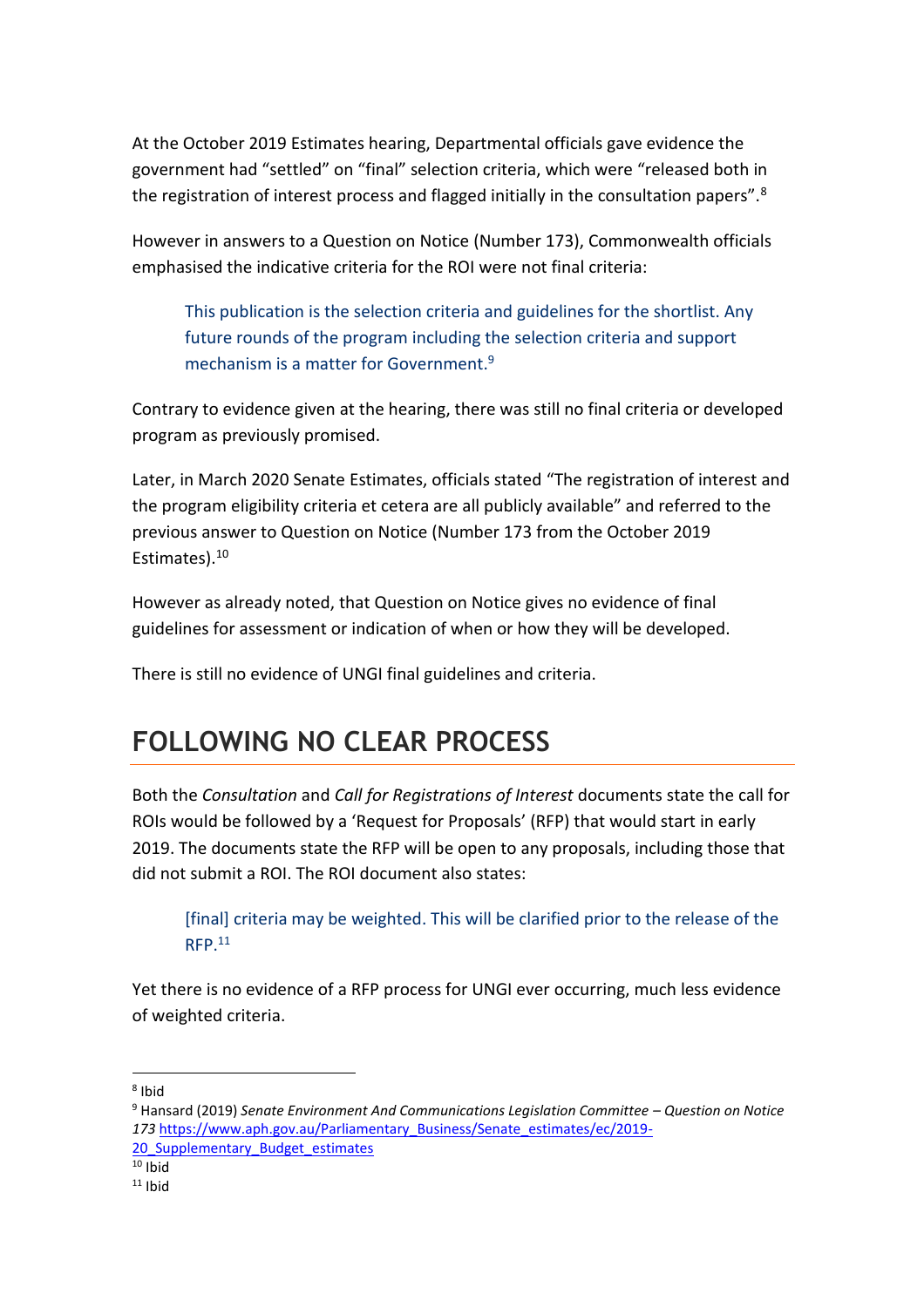At the October 2019 Estimates hearing, Departmental officials gave evidence the government had "settled" on "final" selection criteria, which were "released both in the registration of interest process and flagged initially in the consultation papers".[8]

However in answers to a Question on Notice (Number 173), Commonwealth officials emphasised the indicative criteria for the ROI were not final criteria:

> This publication is the selection criteria and guidelines for the shortlist. Any future rounds of the program including the selection criteria and support mechanism is a matter for Government.[9]

Contrary to evidence given at the hearing, there was still no final criteria or developed program as previously promised.

Later, in March 2020 Senate Estimates, officials stated "The registration of interest and the program eligibility criteria et cetera are all publicly available" and referred to the previous answer to Question on Notice (Number 173 from the October 2019 Estimates).[10]

However as already noted, that Question on Notice gives no evidence of final guidelines for assessment or indication of when or how they will be developed.

There is still no evidence of UNGI final guidelines and criteria.

## FOLLOWING NO CLEAR PROCESS

Both the *Consultation* and *Call for Registrations of Interest* documents state the call for ROIs would be followed by a 'Request for Proposals' (RFP) that would start in early 2019. The documents state the RFP will be open to any proposals, including those that did not submit a ROI. The ROI document also states:

> [final] criteria may be weighted. This will be clarified prior to the release of the RFP.[11]

Yet there is no evidence of a RFP process for UNGI ever occurring, much less evidence of weighted criteria.

---

[8] Ibid

[9] Hansard (2019) *Senate Environment And Communications Legislation Committee – Question on Notice 173* https://www.aph.gov.au/Parliamentary_Business/Senate_estimates/ec/2019-20_Supplementary_Budget_estimates

[10] Ibid

[11] Ibid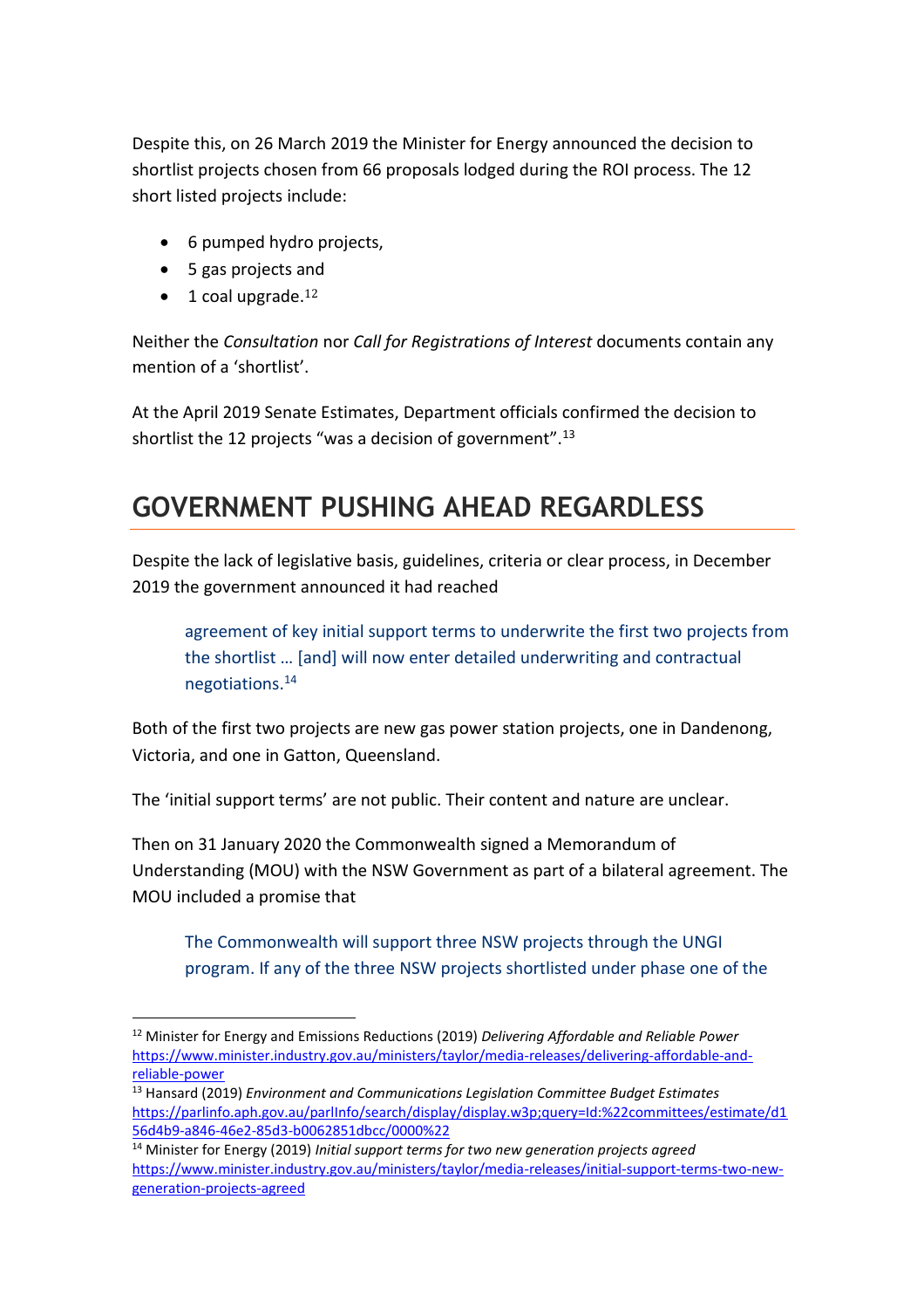Despite this, on 26 March 2019 the Minister for Energy announced the decision to shortlist projects chosen from 66 proposals lodged during the ROI process. The 12 short listed projects include:

- 6 pumped hydro projects,
- 5 gas projects and
- 1 coal upgrade.[12]

Neither the *Consultation* nor *Call for Registrations of Interest* documents contain any mention of a 'shortlist'.

At the April 2019 Senate Estimates, Department officials confirmed the decision to shortlist the 12 projects "was a decision of government".[13]

## GOVERNMENT PUSHING AHEAD REGARDLESS

Despite the lack of legislative basis, guidelines, criteria or clear process, in December 2019 the government announced it had reached

> agreement of key initial support terms to underwrite the first two projects from the shortlist … [and] will now enter detailed underwriting and contractual negotiations.[14]

Both of the first two projects are new gas power station projects, one in Dandenong, Victoria, and one in Gatton, Queensland.

The 'initial support terms' are not public. Their content and nature are unclear.

Then on 31 January 2020 the Commonwealth signed a Memorandum of Understanding (MOU) with the NSW Government as part of a bilateral agreement. The MOU included a promise that

> The Commonwealth will support three NSW projects through the UNGI program. If any of the three NSW projects shortlisted under phase one of the

[12] Minister for Energy and Emissions Reductions (2019) *Delivering Affordable and Reliable Power* https://www.minister.industry.gov.au/ministers/taylor/media-releases/delivering-affordable-and-reliable-power

[13] Hansard (2019) *Environment and Communications Legislation Committee Budget Estimates* https://parlinfo.aph.gov.au/parlInfo/search/display/display.w3p;query=Id:%22committees/estimate/d156d4b9-a846-46e2-85d3-b0062851dbcc/0000%22

[14] Minister for Energy (2019) *Initial support terms for two new generation projects agreed* https://www.minister.industry.gov.au/ministers/taylor/media-releases/initial-support-terms-two-new-generation-projects-agreed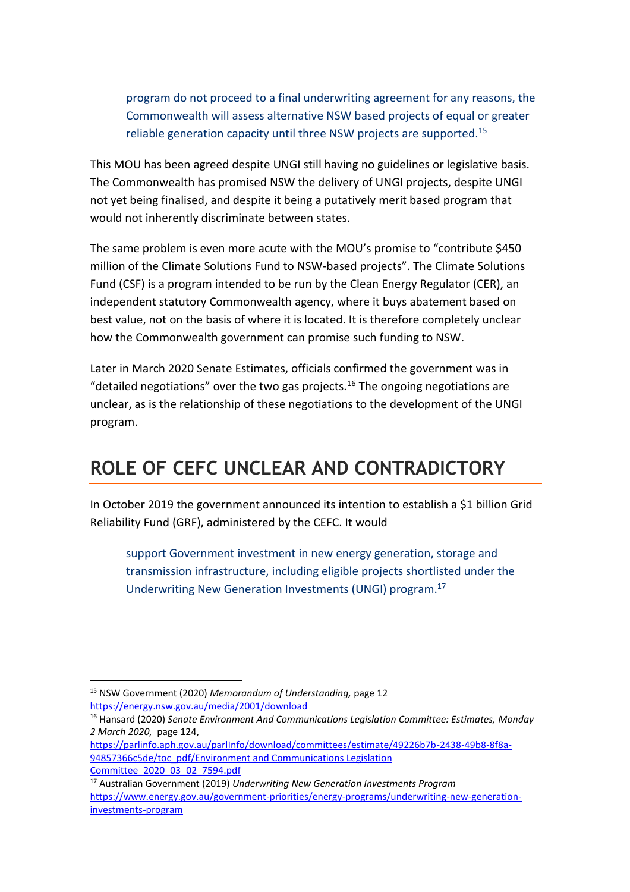> program do not proceed to a final underwriting agreement for any reasons, the Commonwealth will assess alternative NSW based projects of equal or greater reliable generation capacity until three NSW projects are supported.[15]

This MOU has been agreed despite UNGI still having no guidelines or legislative basis. The Commonwealth has promised NSW the delivery of UNGI projects, despite UNGI not yet being finalised, and despite it being a putatively merit based program that would not inherently discriminate between states.

The same problem is even more acute with the MOU's promise to "contribute $450 million of the Climate Solutions Fund to NSW-based projects". The Climate Solutions Fund (CSF) is a program intended to be run by the Clean Energy Regulator (CER), an independent statutory Commonwealth agency, where it buys abatement based on best value, not on the basis of where it is located. It is therefore completely unclear how the Commonwealth government can promise such funding to NSW.

Later in March 2020 Senate Estimates, officials confirmed the government was in "detailed negotiations" over the two gas projects.[16] The ongoing negotiations are unclear, as is the relationship of these negotiations to the development of the UNGI program.

## ROLE OF CEFC UNCLEAR AND CONTRADICTORY

In October 2019 the government announced its intention to establish a $1 billion Grid Reliability Fund (GRF), administered by the CEFC. It would

> support Government investment in new energy generation, storage and transmission infrastructure, including eligible projects shortlisted under the Underwriting New Generation Investments (UNGI) program.[17]

---

[15] NSW Government (2020) *Memorandum of Understanding,* page 12 https://energy.nsw.gov.au/media/2001/download

[16] Hansard (2020) *Senate Environment And Communications Legislation Committee: Estimates, Monday 2 March 2020,* page 124, https://parlinfo.aph.gov.au/parlInfo/download/committees/estimate/49226b7b-2438-49b8-8f8a-94857366c5de/toc_pdf/Environment and Communications Legislation Committee_2020_03_02_7594.pdf

[17] Australian Government (2019) *Underwriting New Generation Investments Program* https://www.energy.gov.au/government-priorities/energy-programs/underwriting-new-generation-investments-program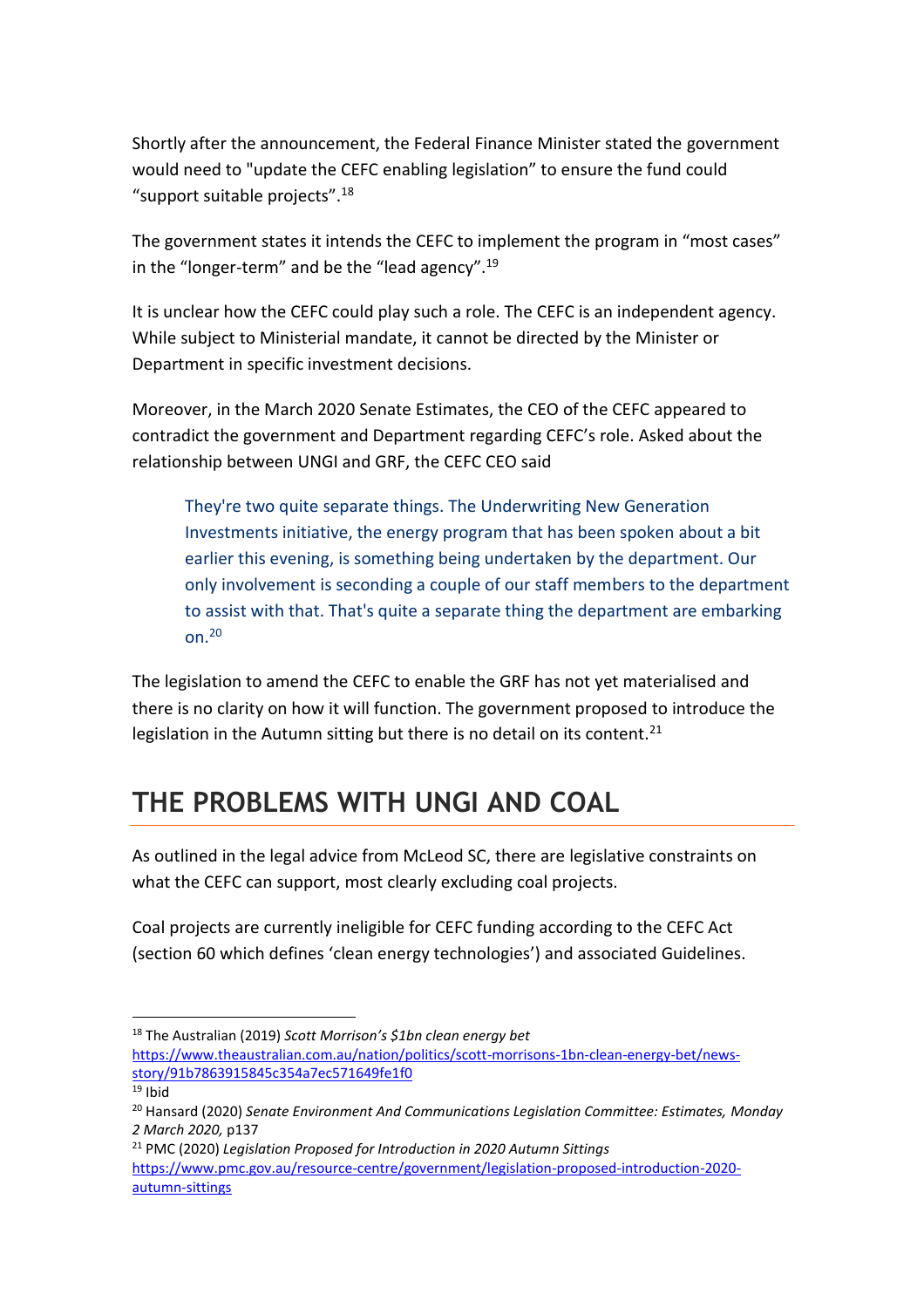Shortly after the announcement, the Federal Finance Minister stated the government would need to "update the CEFC enabling legislation" to ensure the fund could "support suitable projects".[18]

The government states it intends the CEFC to implement the program in "most cases" in the "longer-term" and be the "lead agency".[19]

It is unclear how the CEFC could play such a role. The CEFC is an independent agency. While subject to Ministerial mandate, it cannot be directed by the Minister or Department in specific investment decisions.

Moreover, in the March 2020 Senate Estimates, the CEO of the CEFC appeared to contradict the government and Department regarding CEFC's role. Asked about the relationship between UNGI and GRF, the CEFC CEO said

> They're two quite separate things. The Underwriting New Generation Investments initiative, the energy program that has been spoken about a bit earlier this evening, is something being undertaken by the department. Our only involvement is seconding a couple of our staff members to the department to assist with that. That's quite a separate thing the department are embarking on.[20]

The legislation to amend the CEFC to enable the GRF has not yet materialised and there is no clarity on how it will function. The government proposed to introduce the legislation in the Autumn sitting but there is no detail on its content.[21]

## THE PROBLEMS WITH UNGI AND COAL

As outlined in the legal advice from McLeod SC, there are legislative constraints on what the CEFC can support, most clearly excluding coal projects.

Coal projects are currently ineligible for CEFC funding according to the CEFC Act (section 60 which defines 'clean energy technologies') and associated Guidelines.

---

[18] The Australian (2019) *Scott Morrison's $1bn clean energy bet* https://www.theaustralian.com.au/nation/politics/scott-morrisons-1bn-clean-energy-bet/news-story/91b7863915845c354a7ec571649fe1f0

[19] Ibid

[20] Hansard (2020) *Senate Environment And Communications Legislation Committee: Estimates, Monday 2 March 2020,* p137

[21] PMC (2020) *Legislation Proposed for Introduction in 2020 Autumn Sittings* https://www.pmc.gov.au/resource-centre/government/legislation-proposed-introduction-2020-autumn-sittings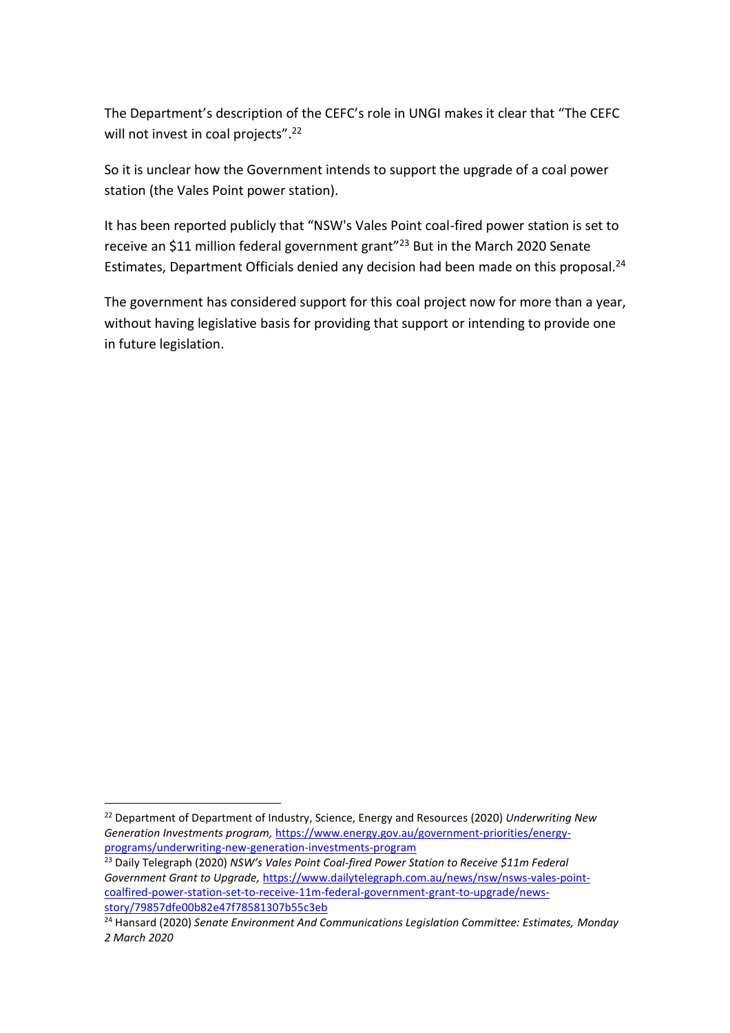The Department's description of the CEFC's role in UNGI makes it clear that "The CEFC will not invest in coal projects".[22]

So it is unclear how the Government intends to support the upgrade of a coal power station (the Vales Point power station).

It has been reported publicly that "NSW's Vales Point coal-fired power station is set to receive an $11 million federal government grant"[23] But in the March 2020 Senate Estimates, Department Officials denied any decision had been made on this proposal.[24]

The government has considered support for this coal project now for more than a year, without having legislative basis for providing that support or intending to provide one in future legislation.

---

[22] Department of Department of Industry, Science, Energy and Resources (2020) *Underwriting New Generation Investments program,* https://www.energy.gov.au/government-priorities/energy-programs/underwriting-new-generation-investments-program

[23] Daily Telegraph (2020) *NSW's Vales Point Coal-fired Power Station to Receive $11m Federal Government Grant to Upgrade,* https://www.dailytelegraph.com.au/news/nsw/nsws-vales-point-coalfired-power-station-set-to-receive-11m-federal-government-grant-to-upgrade/news-story/79857dfe00b82e47f78581307b55c3eb

[24] Hansard (2020) *Senate Environment And Communications Legislation Committee: Estimates, Monday 2 March 2020*